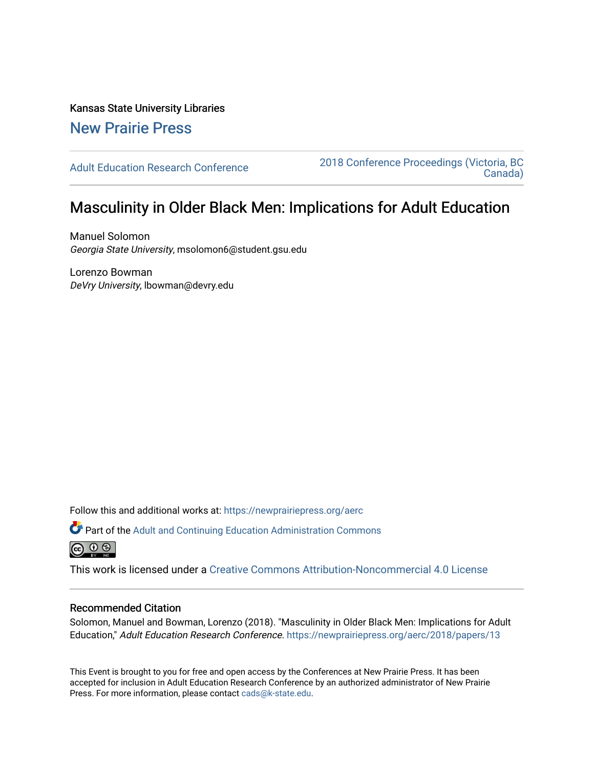Kansas State University Libraries

New Prairie Press

Adult Education Research Conference

2018 Conference Proceedings (Victoria, BC Canada)

# Masculinity in Older Black Men: Implications for Adult Education

Manuel Solomon
*Georgia State University*, msolomon6@student.gsu.edu

Lorenzo Bowman
*DeVry University*, lbowman@devry.edu

Follow this and additional works at: https://newprairiepress.org/aerc

Part of the Adult and Continuing Education Administration Commons

This work is licensed under a Creative Commons Attribution-Noncommercial 4.0 License

## Recommended Citation

Solomon, Manuel and Bowman, Lorenzo (2018). "Masculinity in Older Black Men: Implications for Adult Education," *Adult Education Research Conference*. https://newprairiepress.org/aerc/2018/papers/13

This Event is brought to you for free and open access by the Conferences at New Prairie Press. It has been accepted for inclusion in Adult Education Research Conference by an authorized administrator of New Prairie Press. For more information, please contact cads@k-state.edu.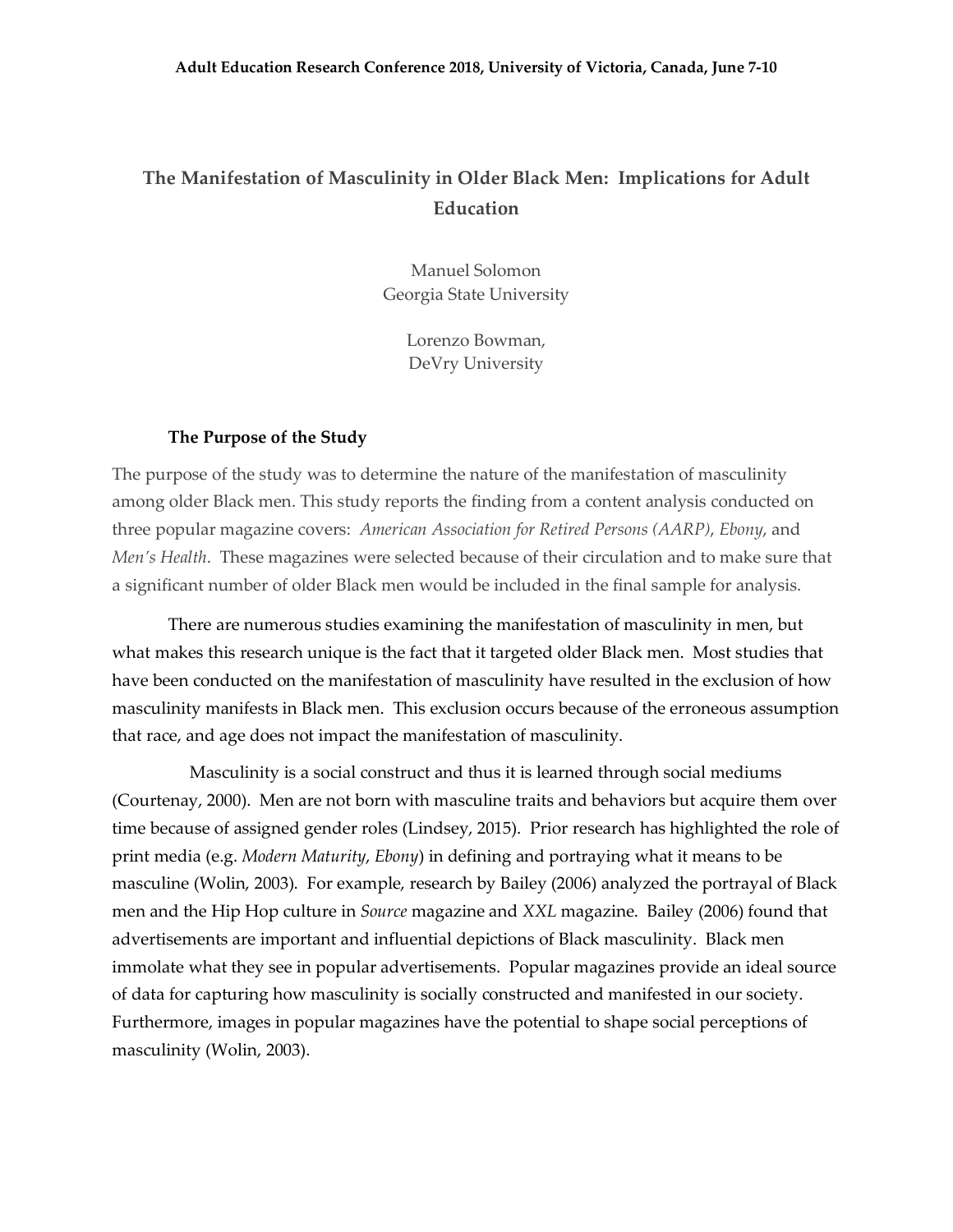# The Manifestation of Masculinity in Older Black Men: Implications for Adult Education

Manuel Solomon
Georgia State University

Lorenzo Bowman,
DeVry University

## The Purpose of the Study

The purpose of the study was to determine the nature of the manifestation of masculinity among older Black men. This study reports the finding from a content analysis conducted on three popular magazine covers: *American Association for Retired Persons (AARP)*, *Ebony*, and *Men's Health*. These magazines were selected because of their circulation and to make sure that a significant number of older Black men would be included in the final sample for analysis.

There are numerous studies examining the manifestation of masculinity in men, but what makes this research unique is the fact that it targeted older Black men. Most studies that have been conducted on the manifestation of masculinity have resulted in the exclusion of how masculinity manifests in Black men. This exclusion occurs because of the erroneous assumption that race, and age does not impact the manifestation of masculinity.

Masculinity is a social construct and thus it is learned through social mediums (Courtenay, 2000). Men are not born with masculine traits and behaviors but acquire them over time because of assigned gender roles (Lindsey, 2015). Prior research has highlighted the role of print media (e.g. *Modern Maturity*, *Ebony*) in defining and portraying what it means to be masculine (Wolin, 2003). For example, research by Bailey (2006) analyzed the portrayal of Black men and the Hip Hop culture in *Source* magazine and *XXL* magazine. Bailey (2006) found that advertisements are important and influential depictions of Black masculinity. Black men immolate what they see in popular advertisements. Popular magazines provide an ideal source of data for capturing how masculinity is socially constructed and manifested in our society. Furthermore, images in popular magazines have the potential to shape social perceptions of masculinity (Wolin, 2003).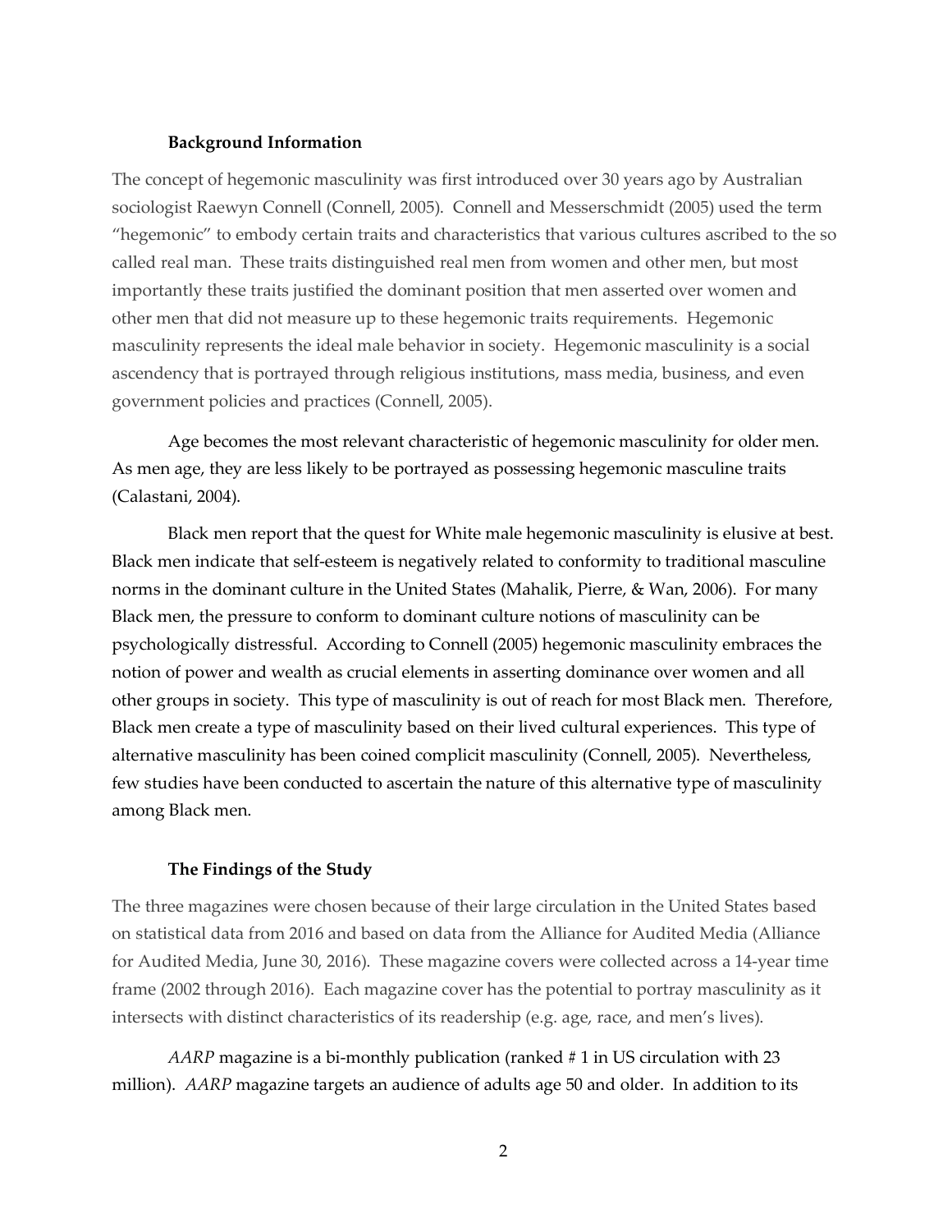### Background Information

The concept of hegemonic masculinity was first introduced over 30 years ago by Australian sociologist Raewyn Connell (Connell, 2005). Connell and Messerschmidt (2005) used the term "hegemonic" to embody certain traits and characteristics that various cultures ascribed to the so called real man. These traits distinguished real men from women and other men, but most importantly these traits justified the dominant position that men asserted over women and other men that did not measure up to these hegemonic traits requirements. Hegemonic masculinity represents the ideal male behavior in society. Hegemonic masculinity is a social ascendency that is portrayed through religious institutions, mass media, business, and even government policies and practices (Connell, 2005).

Age becomes the most relevant characteristic of hegemonic masculinity for older men. As men age, they are less likely to be portrayed as possessing hegemonic masculine traits (Calastani, 2004).

Black men report that the quest for White male hegemonic masculinity is elusive at best. Black men indicate that self-esteem is negatively related to conformity to traditional masculine norms in the dominant culture in the United States (Mahalik, Pierre, & Wan, 2006). For many Black men, the pressure to conform to dominant culture notions of masculinity can be psychologically distressful. According to Connell (2005) hegemonic masculinity embraces the notion of power and wealth as crucial elements in asserting dominance over women and all other groups in society. This type of masculinity is out of reach for most Black men. Therefore, Black men create a type of masculinity based on their lived cultural experiences. This type of alternative masculinity has been coined complicit masculinity (Connell, 2005). Nevertheless, few studies have been conducted to ascertain the nature of this alternative type of masculinity among Black men.

### The Findings of the Study

The three magazines were chosen because of their large circulation in the United States based on statistical data from 2016 and based on data from the Alliance for Audited Media (Alliance for Audited Media, June 30, 2016). These magazine covers were collected across a 14-year time frame (2002 through 2016). Each magazine cover has the potential to portray masculinity as it intersects with distinct characteristics of its readership (e.g. age, race, and men's lives).

*AARP* magazine is a bi-monthly publication (ranked # 1 in US circulation with 23 million). *AARP* magazine targets an audience of adults age 50 and older. In addition to its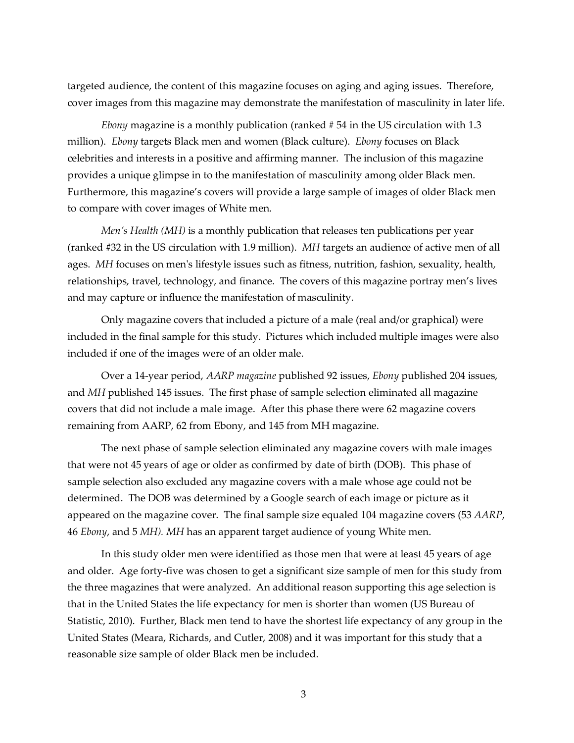targeted audience, the content of this magazine focuses on aging and aging issues. Therefore, cover images from this magazine may demonstrate the manifestation of masculinity in later life.

*Ebony* magazine is a monthly publication (ranked # 54 in the US circulation with 1.3 million). *Ebony* targets Black men and women (Black culture). *Ebony* focuses on Black celebrities and interests in a positive and affirming manner. The inclusion of this magazine provides a unique glimpse in to the manifestation of masculinity among older Black men. Furthermore, this magazine's covers will provide a large sample of images of older Black men to compare with cover images of White men.

*Men's Health (MH)* is a monthly publication that releases ten publications per year (ranked #32 in the US circulation with 1.9 million). *MH* targets an audience of active men of all ages. *MH* focuses on men's lifestyle issues such as fitness, nutrition, fashion, sexuality, health, relationships, travel, technology, and finance. The covers of this magazine portray men's lives and may capture or influence the manifestation of masculinity.

Only magazine covers that included a picture of a male (real and/or graphical) were included in the final sample for this study. Pictures which included multiple images were also included if one of the images were of an older male.

Over a 14-year period, *AARP magazine* published 92 issues, *Ebony* published 204 issues, and *MH* published 145 issues. The first phase of sample selection eliminated all magazine covers that did not include a male image. After this phase there were 62 magazine covers remaining from AARP, 62 from Ebony, and 145 from MH magazine.

The next phase of sample selection eliminated any magazine covers with male images that were not 45 years of age or older as confirmed by date of birth (DOB). This phase of sample selection also excluded any magazine covers with a male whose age could not be determined. The DOB was determined by a Google search of each image or picture as it appeared on the magazine cover. The final sample size equaled 104 magazine covers (53 *AARP*, 46 *Ebony*, and 5 *MH). MH* has an apparent target audience of young White men.

In this study older men were identified as those men that were at least 45 years of age and older. Age forty-five was chosen to get a significant size sample of men for this study from the three magazines that were analyzed. An additional reason supporting this age selection is that in the United States the life expectancy for men is shorter than women (US Bureau of Statistic, 2010). Further, Black men tend to have the shortest life expectancy of any group in the United States (Meara, Richards, and Cutler, 2008) and it was important for this study that a reasonable size sample of older Black men be included.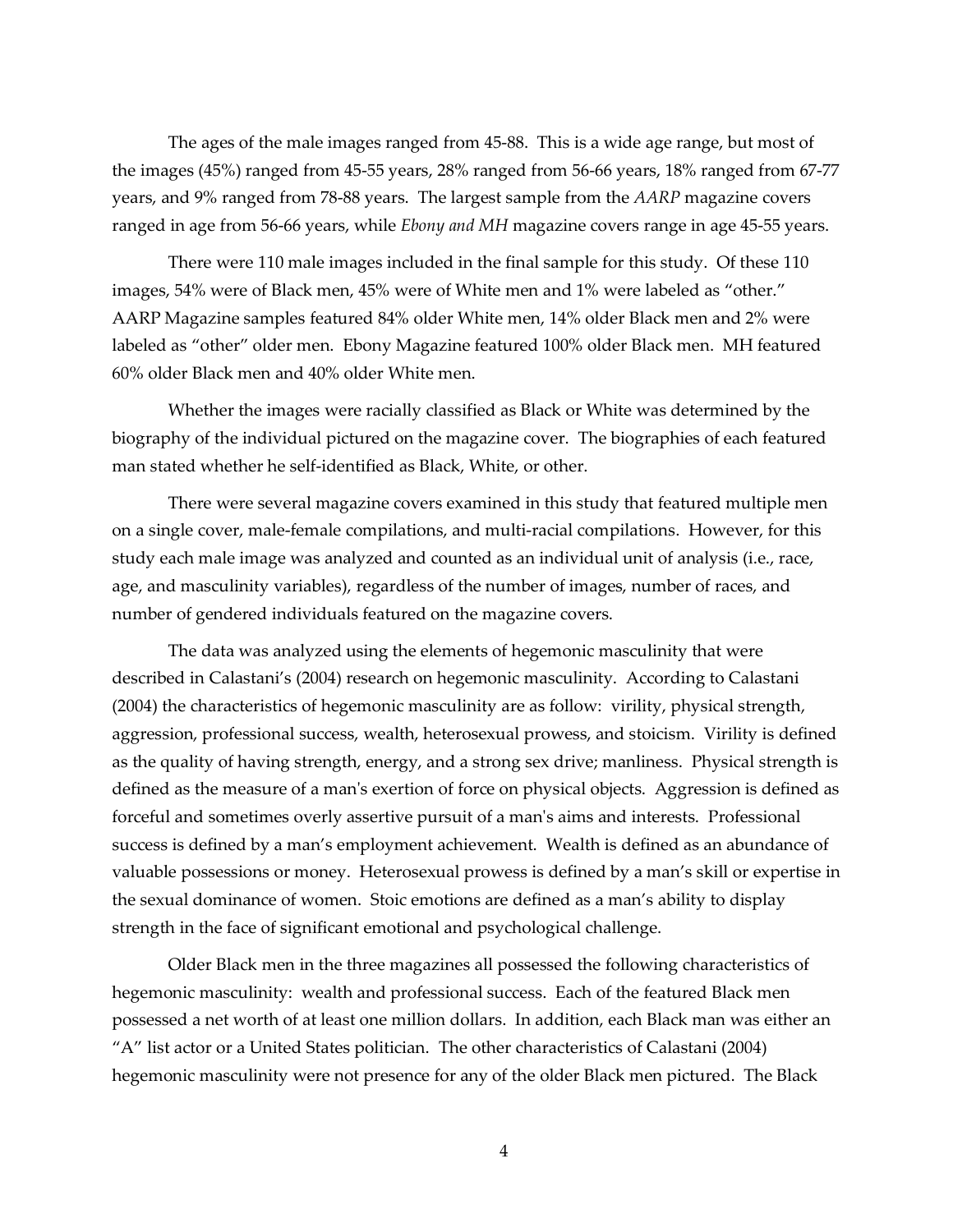The ages of the male images ranged from 45-88. This is a wide age range, but most of the images (45%) ranged from 45-55 years, 28% ranged from 56-66 years, 18% ranged from 67-77 years, and 9% ranged from 78-88 years. The largest sample from the *AARP* magazine covers ranged in age from 56-66 years, while *Ebony and MH* magazine covers range in age 45-55 years.

There were 110 male images included in the final sample for this study. Of these 110 images, 54% were of Black men, 45% were of White men and 1% were labeled as "other." AARP Magazine samples featured 84% older White men, 14% older Black men and 2% were labeled as "other" older men. Ebony Magazine featured 100% older Black men. MH featured 60% older Black men and 40% older White men.

Whether the images were racially classified as Black or White was determined by the biography of the individual pictured on the magazine cover. The biographies of each featured man stated whether he self-identified as Black, White, or other.

There were several magazine covers examined in this study that featured multiple men on a single cover, male-female compilations, and multi-racial compilations. However, for this study each male image was analyzed and counted as an individual unit of analysis (i.e., race, age, and masculinity variables), regardless of the number of images, number of races, and number of gendered individuals featured on the magazine covers.

The data was analyzed using the elements of hegemonic masculinity that were described in Calastani's (2004) research on hegemonic masculinity. According to Calastani (2004) the characteristics of hegemonic masculinity are as follow: virility, physical strength, aggression, professional success, wealth, heterosexual prowess, and stoicism. Virility is defined as the quality of having strength, energy, and a strong sex drive; manliness. Physical strength is defined as the measure of a man's exertion of force on physical objects. Aggression is defined as forceful and sometimes overly assertive pursuit of a man's aims and interests. Professional success is defined by a man's employment achievement. Wealth is defined as an abundance of valuable possessions or money. Heterosexual prowess is defined by a man's skill or expertise in the sexual dominance of women. Stoic emotions are defined as a man's ability to display strength in the face of significant emotional and psychological challenge.

Older Black men in the three magazines all possessed the following characteristics of hegemonic masculinity: wealth and professional success. Each of the featured Black men possessed a net worth of at least one million dollars. In addition, each Black man was either an "A" list actor or a United States politician. The other characteristics of Calastani (2004) hegemonic masculinity were not presence for any of the older Black men pictured. The Black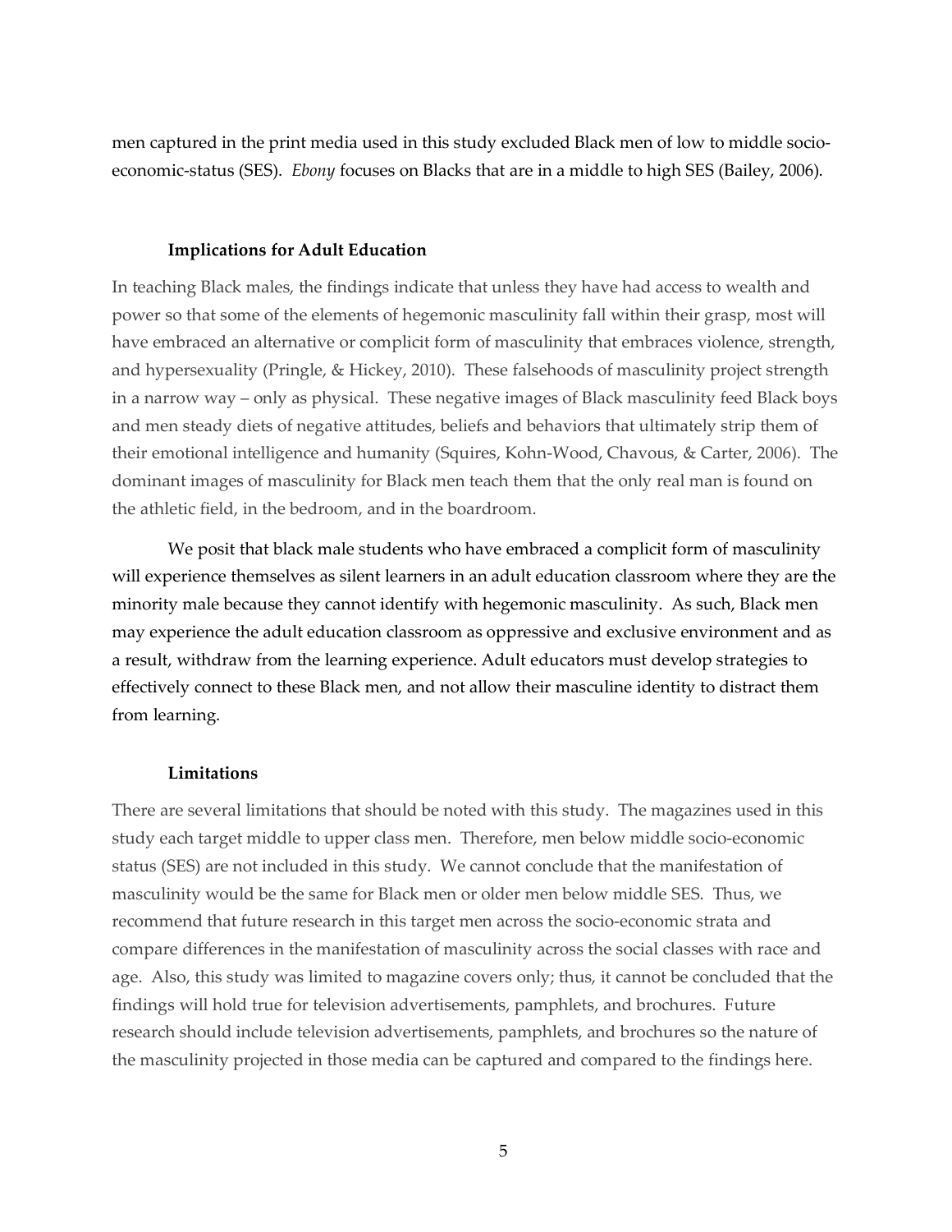men captured in the print media used in this study excluded Black men of low to middle socio-economic-status (SES). *Ebony* focuses on Blacks that are in a middle to high SES (Bailey, 2006).

### Implications for Adult Education

In teaching Black males, the findings indicate that unless they have had access to wealth and power so that some of the elements of hegemonic masculinity fall within their grasp, most will have embraced an alternative or complicit form of masculinity that embraces violence, strength, and hypersexuality (Pringle, & Hickey, 2010). These falsehoods of masculinity project strength in a narrow way – only as physical. These negative images of Black masculinity feed Black boys and men steady diets of negative attitudes, beliefs and behaviors that ultimately strip them of their emotional intelligence and humanity (Squires, Kohn-Wood, Chavous, & Carter, 2006). The dominant images of masculinity for Black men teach them that the only real man is found on the athletic field, in the bedroom, and in the boardroom.

We posit that black male students who have embraced a complicit form of masculinity will experience themselves as silent learners in an adult education classroom where they are the minority male because they cannot identify with hegemonic masculinity. As such, Black men may experience the adult education classroom as oppressive and exclusive environment and as a result, withdraw from the learning experience. Adult educators must develop strategies to effectively connect to these Black men, and not allow their masculine identity to distract them from learning.

### Limitations

There are several limitations that should be noted with this study. The magazines used in this study each target middle to upper class men. Therefore, men below middle socio-economic status (SES) are not included in this study. We cannot conclude that the manifestation of masculinity would be the same for Black men or older men below middle SES. Thus, we recommend that future research in this target men across the socio-economic strata and compare differences in the manifestation of masculinity across the social classes with race and age. Also, this study was limited to magazine covers only; thus, it cannot be concluded that the findings will hold true for television advertisements, pamphlets, and brochures. Future research should include television advertisements, pamphlets, and brochures so the nature of the masculinity projected in those media can be captured and compared to the findings here.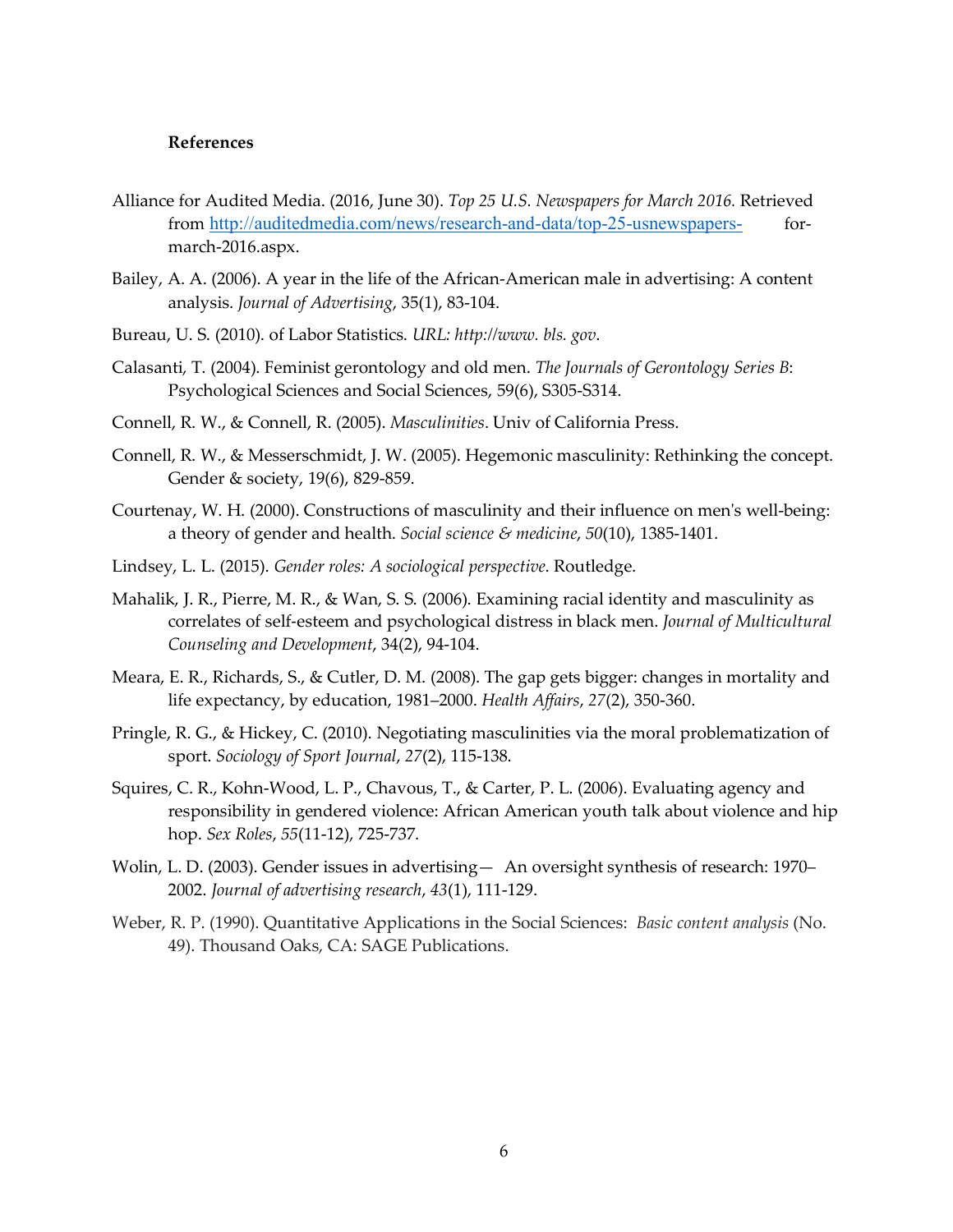**References**

Alliance for Audited Media. (2016, June 30). *Top 25 U.S. Newspapers for March 2016.* Retrieved from http://auditedmedia.com/news/research-and-data/top-25-usnewspapers- for-march-2016.aspx.

Bailey, A. A. (2006). A year in the life of the African-American male in advertising: A content analysis. *Journal of Advertising*, 35(1), 83-104.

Bureau, U. S. (2010). of Labor Statistics. *URL: http://www. bls. gov*.

Calasanti, T. (2004). Feminist gerontology and old men. *The Journals of Gerontology Series B*: Psychological Sciences and Social Sciences, 59(6), S305-S314.

Connell, R. W., & Connell, R. (2005). *Masculinities*. Univ of California Press.

Connell, R. W., & Messerschmidt, J. W. (2005). Hegemonic masculinity: Rethinking the concept. Gender & society, 19(6), 829-859.

Courtenay, W. H. (2000). Constructions of masculinity and their influence on men's well-being: a theory of gender and health. *Social science & medicine*, *50*(10), 1385-1401.

Lindsey, L. L. (2015). *Gender roles: A sociological perspective*. Routledge.

Mahalik, J. R., Pierre, M. R., & Wan, S. S. (2006). Examining racial identity and masculinity as correlates of self-esteem and psychological distress in black men. *Journal of Multicultural Counseling and Development*, 34(2), 94-104.

Meara, E. R., Richards, S., & Cutler, D. M. (2008). The gap gets bigger: changes in mortality and life expectancy, by education, 1981–2000. *Health Affairs*, *27*(2), 350-360.

Pringle, R. G., & Hickey, C. (2010). Negotiating masculinities via the moral problematization of sport. *Sociology of Sport Journal*, *27*(2), 115-138.

Squires, C. R., Kohn-Wood, L. P., Chavous, T., & Carter, P. L. (2006). Evaluating agency and responsibility in gendered violence: African American youth talk about violence and hip hop. *Sex Roles*, *55*(11-12), 725-737.

Wolin, L. D. (2003). Gender issues in advertising— An oversight synthesis of research: 1970–2002. *Journal of advertising research*, *43*(1), 111-129.

Weber, R. P. (1990). Quantitative Applications in the Social Sciences: *Basic content analysis* (No. 49). Thousand Oaks, CA: SAGE Publications.